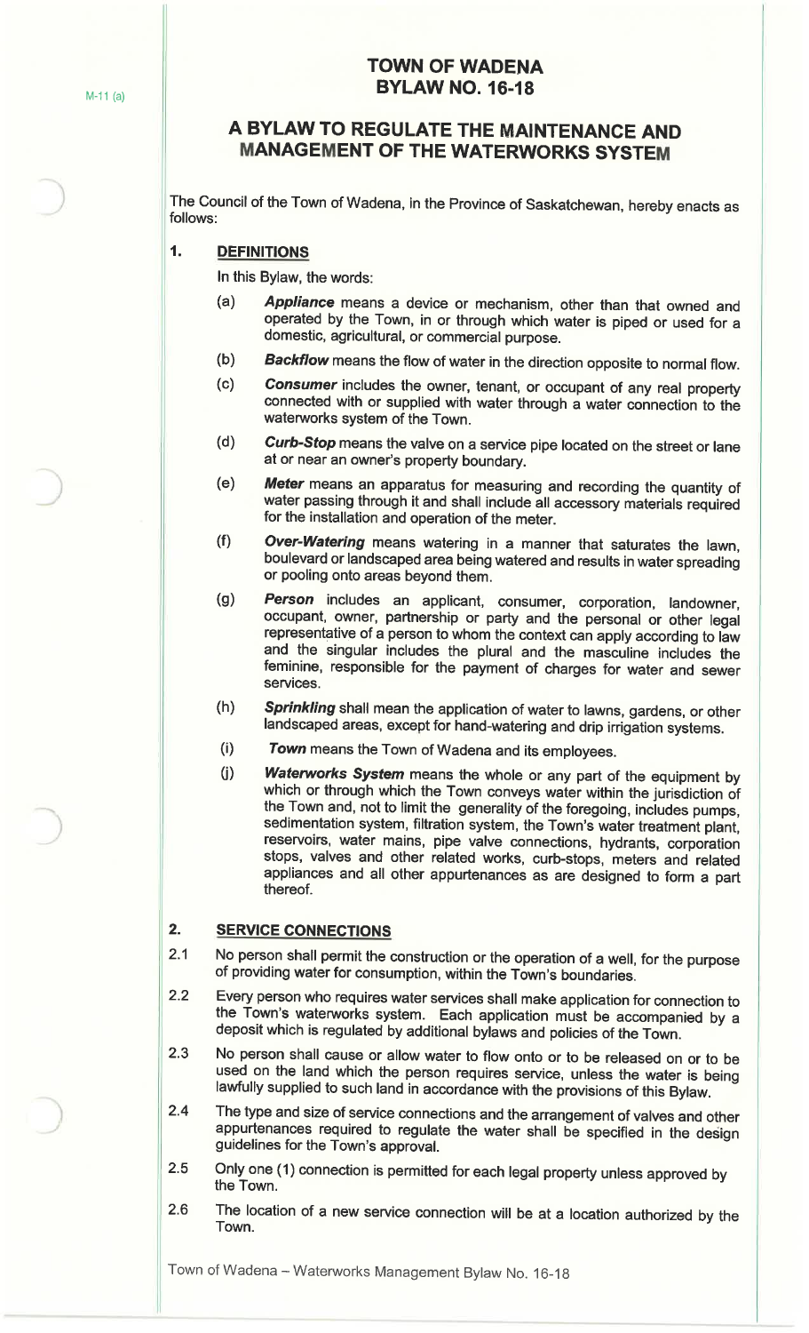# TOWN OF WADENA
# BYLAW NO. 16-18

## A BYLAW TO REGULATE THE MAINTENANCE AND MANAGEMENT OF THE WATERWORKS SYSTEM

The Council of the Town of Wadena, in the Province of Saskatchewan, hereby enacts as follows:

### 1. DEFINITIONS

In this Bylaw, the words:

(a) ***Appliance*** means a device or mechanism, other than that owned and operated by the Town, in or through which water is piped or used for a domestic, agricultural, or commercial purpose.

(b) ***Backflow*** means the flow of water in the direction opposite to normal flow.

(c) ***Consumer*** includes the owner, tenant, or occupant of any real property connected with or supplied with water through a water connection to the waterworks system of the Town.

(d) ***Curb-Stop*** means the valve on a service pipe located on the street or lane at or near an owner's property boundary.

(e) ***Meter*** means an apparatus for measuring and recording the quantity of water passing through it and shall include all accessory materials required for the installation and operation of the meter.

(f) ***Over-Watering*** means watering in a manner that saturates the lawn, boulevard or landscaped area being watered and results in water spreading or pooling onto areas beyond them.

(g) ***Person*** includes an applicant, consumer, corporation, landowner, occupant, owner, partnership or party and the personal or other legal representative of a person to whom the context can apply according to law and the singular includes the plural and the masculine includes the feminine, responsible for the payment of charges for water and sewer services.

(h) ***Sprinkling*** shall mean the application of water to lawns, gardens, or other landscaped areas, except for hand-watering and drip irrigation systems.

(i) ***Town*** means the Town of Wadena and its employees.

(j) ***Waterworks System*** means the whole or any part of the equipment by which or through which the Town conveys water within the jurisdiction of the Town and, not to limit the generality of the foregoing, includes pumps, sedimentation system, filtration system, the Town's water treatment plant, reservoirs, water mains, pipe valve connections, hydrants, corporation stops, valves and other related works, curb-stops, meters and related appliances and all other appurtenances as are designed to form a part thereof.

### 2. SERVICE CONNECTIONS

2.1 No person shall permit the construction or the operation of a well, for the purpose of providing water for consumption, within the Town's boundaries.

2.2 Every person who requires water services shall make application for connection to the Town's waterworks system. Each application must be accompanied by a deposit which is regulated by additional bylaws and policies of the Town.

2.3 No person shall cause or allow water to flow onto or to be released on or to be used on the land which the person requires service, unless the water is being lawfully supplied to such land in accordance with the provisions of this Bylaw.

2.4 The type and size of service connections and the arrangement of valves and other appurtenances required to regulate the water shall be specified in the design guidelines for the Town's approval.

2.5 Only one (1) connection is permitted for each legal property unless approved by the Town.

2.6 The location of a new service connection will be at a location authorized by the Town.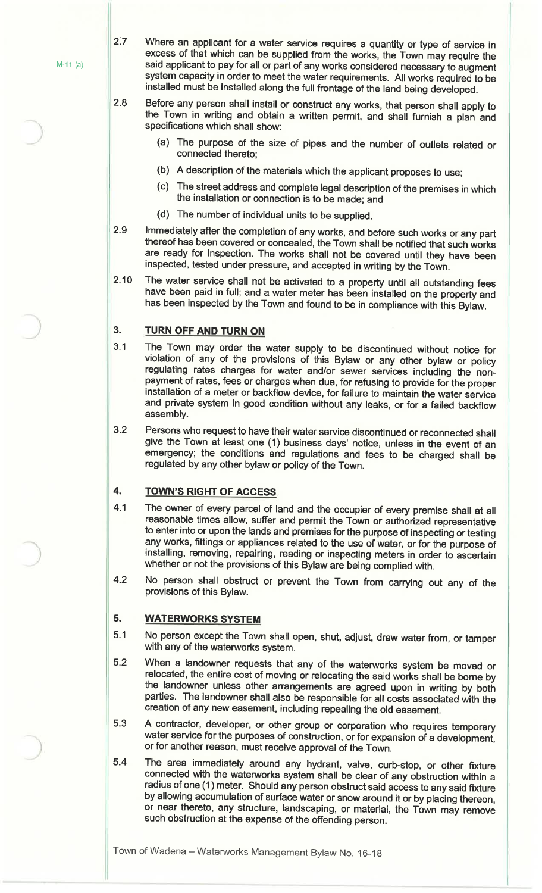M-11 (a)

2.7 Where an applicant for a water service requires a quantity or type of service in excess of that which can be supplied from the works, the Town may require the said applicant to pay for all or part of any works considered necessary to augment system capacity in order to meet the water requirements. All works required to be installed must be installed along the full frontage of the land being developed.

2.8 Before any person shall install or construct any works, that person shall apply to the Town in writing and obtain a written permit, and shall furnish a plan and specifications which shall show:

(a) The purpose of the size of pipes and the number of outlets related or connected thereto;

(b) A description of the materials which the applicant proposes to use;

(c) The street address and complete legal description of the premises in which the installation or connection is to be made; and

(d) The number of individual units to be supplied.

2.9 Immediately after the completion of any works, and before such works or any part thereof has been covered or concealed, the Town shall be notified that such works are ready for inspection. The works shall not be covered until they have been inspected, tested under pressure, and accepted in writing by the Town.

2.10 The water service shall not be activated to a property until all outstanding fees have been paid in full; and a water meter has been installed on the property and has been inspected by the Town and found to be in compliance with this Bylaw.

## 3. TURN OFF AND TURN ON

3.1 The Town may order the water supply to be discontinued without notice for violation of any of the provisions of this Bylaw or any other bylaw or policy regulating rates charges for water and/or sewer services including the non-payment of rates, fees or charges when due, for refusing to provide for the proper installation of a meter or backflow device, for failure to maintain the water service and private system in good condition without any leaks, or for a failed backflow assembly.

3.2 Persons who request to have their water service discontinued or reconnected shall give the Town at least one (1) business days' notice, unless in the event of an emergency; the conditions and regulations and fees to be charged shall be regulated by any other bylaw or policy of the Town.

## 4. TOWN'S RIGHT OF ACCESS

4.1 The owner of every parcel of land and the occupier of every premise shall at all reasonable times allow, suffer and permit the Town or authorized representative to enter into or upon the lands and premises for the purpose of inspecting or testing any works, fittings or appliances related to the use of water, or for the purpose of installing, removing, repairing, reading or inspecting meters in order to ascertain whether or not the provisions of this Bylaw are being complied with.

4.2 No person shall obstruct or prevent the Town from carrying out any of the provisions of this Bylaw.

## 5. WATERWORKS SYSTEM

5.1 No person except the Town shall open, shut, adjust, draw water from, or tamper with any of the waterworks system.

5.2 When a landowner requests that any of the waterworks system be moved or relocated, the entire cost of moving or relocating the said works shall be borne by the landowner unless other arrangements are agreed upon in writing by both parties. The landowner shall also be responsible for all costs associated with the creation of any new easement, including repealing the old easement.

5.3 A contractor, developer, or other group or corporation who requires temporary water service for the purposes of construction, or for expansion of a development, or for another reason, must receive approval of the Town.

5.4 The area immediately around any hydrant, valve, curb-stop, or other fixture connected with the waterworks system shall be clear of any obstruction within a radius of one (1) meter. Should any person obstruct said access to any said fixture by allowing accumulation of surface water or snow around it or by placing thereon, or near thereto, any structure, landscaping, or material, the Town may remove such obstruction at the expense of the offending person.

Town of Wadena – Waterworks Management Bylaw No. 16-18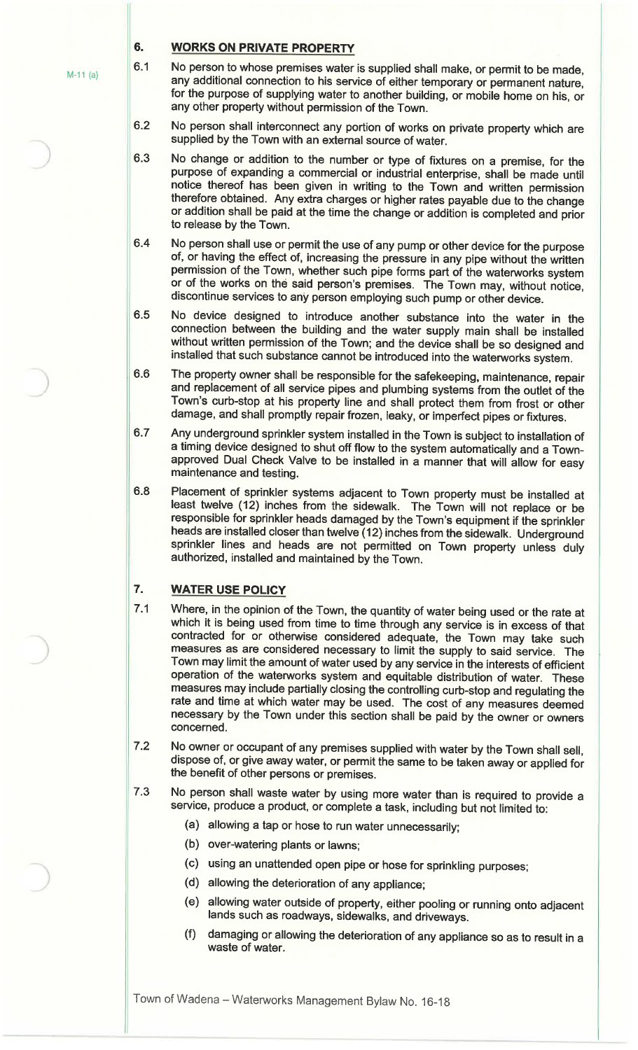## 6. WORKS ON PRIVATE PROPERTY

M-11 (a)

6.1 No person to whose premises water is supplied shall make, or permit to be made, any additional connection to his service of either temporary or permanent nature, for the purpose of supplying water to another building, or mobile home on his, or any other property without permission of the Town.

6.2 No person shall interconnect any portion of works on private property which are supplied by the Town with an external source of water.

6.3 No change or addition to the number or type of fixtures on a premise, for the purpose of expanding a commercial or industrial enterprise, shall be made until notice thereof has been given in writing to the Town and written permission therefore obtained. Any extra charges or higher rates payable due to the change or addition shall be paid at the time the change or addition is completed and prior to release by the Town.

6.4 No person shall use or permit the use of any pump or other device for the purpose of, or having the effect of, increasing the pressure in any pipe without the written permission of the Town, whether such pipe forms part of the waterworks system or of the works on the said person's premises. The Town may, without notice, discontinue services to any person employing such pump or other device.

6.5 No device designed to introduce another substance into the water in the connection between the building and the water supply main shall be installed without written permission of the Town; and the device shall be so designed and installed that such substance cannot be introduced into the waterworks system.

6.6 The property owner shall be responsible for the safekeeping, maintenance, repair and replacement of all service pipes and plumbing systems from the outlet of the Town's curb-stop at his property line and shall protect them from frost or other damage, and shall promptly repair frozen, leaky, or imperfect pipes or fixtures.

6.7 Any underground sprinkler system installed in the Town is subject to installation of a timing device designed to shut off flow to the system automatically and a Town-approved Dual Check Valve to be installed in a manner that will allow for easy maintenance and testing.

6.8 Placement of sprinkler systems adjacent to Town property must be installed at least twelve (12) inches from the sidewalk. The Town will not replace or be responsible for sprinkler heads damaged by the Town's equipment if the sprinkler heads are installed closer than twelve (12) inches from the sidewalk. Underground sprinkler lines and heads are not permitted on Town property unless duly authorized, installed and maintained by the Town.

## 7. WATER USE POLICY

7.1 Where, in the opinion of the Town, the quantity of water being used or the rate at which it is being used from time to time through any service is in excess of that contracted for or otherwise considered adequate, the Town may take such measures as are considered necessary to limit the supply to said service. The Town may limit the amount of water used by any service in the interests of efficient operation of the waterworks system and equitable distribution of water. These measures may include partially closing the controlling curb-stop and regulating the rate and time at which water may be used. The cost of any measures deemed necessary by the Town under this section shall be paid by the owner or owners concerned.

7.2 No owner or occupant of any premises supplied with water by the Town shall sell, dispose of, or give away water, or permit the same to be taken away or applied for the benefit of other persons or premises.

7.3 No person shall waste water by using more water than is required to provide a service, produce a product, or complete a task, including but not limited to:

(a) allowing a tap or hose to run water unnecessarily;

(b) over-watering plants or lawns;

(c) using an unattended open pipe or hose for sprinkling purposes;

(d) allowing the deterioration of any appliance;

(e) allowing water outside of property, either pooling or running onto adjacent lands such as roadways, sidewalks, and driveways.

(f) damaging or allowing the deterioration of any appliance so as to result in a waste of water.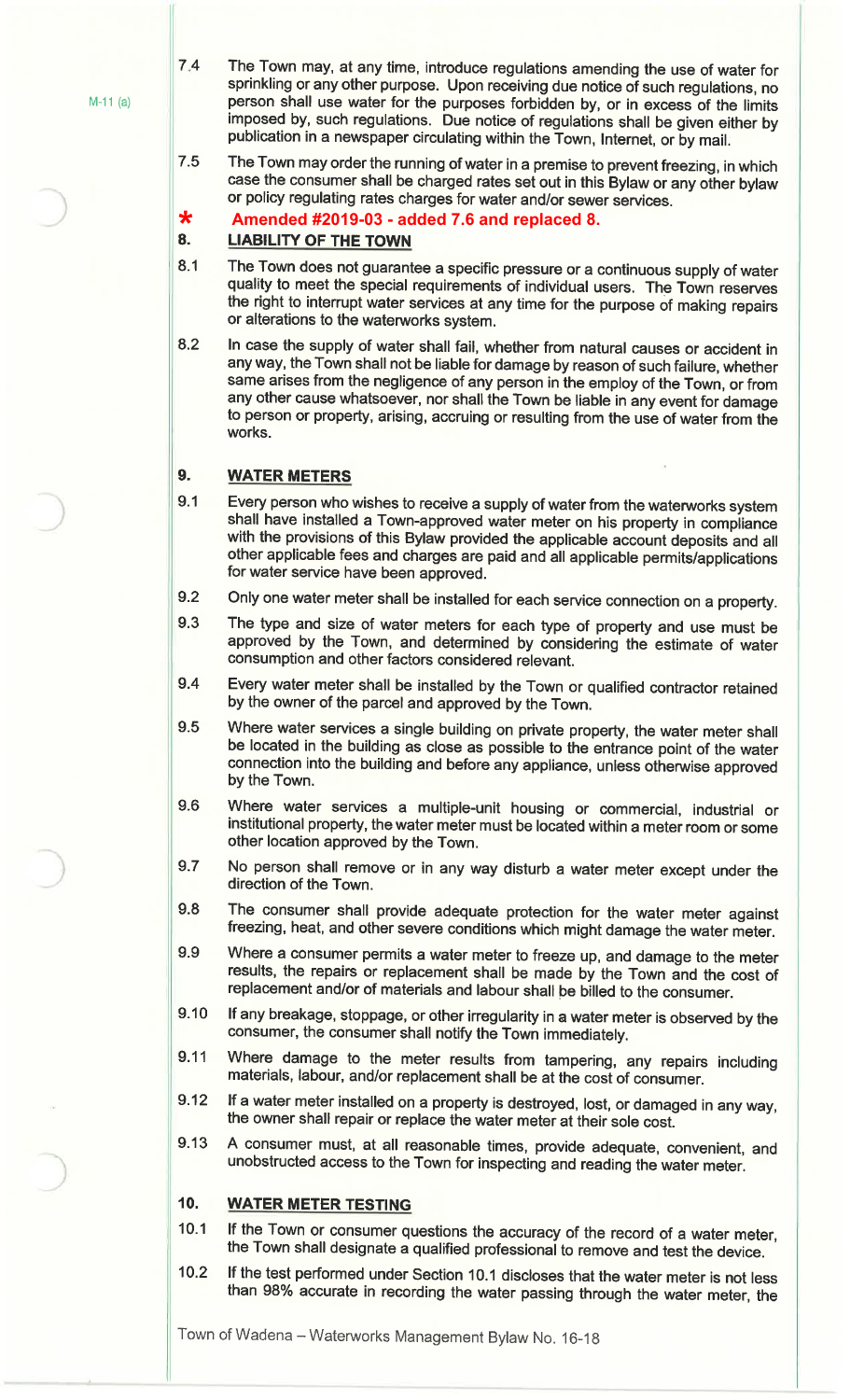M-11 (a)

7.4 The Town may, at any time, introduce regulations amending the use of water for sprinkling or any other purpose. Upon receiving due notice of such regulations, no person shall use water for the purposes forbidden by, or in excess of the limits imposed by, such regulations. Due notice of regulations shall be given either by publication in a newspaper circulating within the Town, Internet, or by mail.

7.5 The Town may order the running of water in a premise to prevent freezing, in which case the consumer shall be charged rates set out in this Bylaw or any other bylaw or policy regulating rates charges for water and/or sewer services.

* **Amended #2019-03 - added 7.6 and replaced 8.**

## 8. LIABILITY OF THE TOWN

8.1 The Town does not guarantee a specific pressure or a continuous supply of water quality to meet the special requirements of individual users. The Town reserves the right to interrupt water services at any time for the purpose of making repairs or alterations to the waterworks system.

8.2 In case the supply of water shall fail, whether from natural causes or accident in any way, the Town shall not be liable for damage by reason of such failure, whether same arises from the negligence of any person in the employ of the Town, or from any other cause whatsoever, nor shall the Town be liable in any event for damage to person or property, arising, accruing or resulting from the use of water from the works.

## 9. WATER METERS

9.1 Every person who wishes to receive a supply of water from the waterworks system shall have installed a Town-approved water meter on his property in compliance with the provisions of this Bylaw provided the applicable account deposits and all other applicable fees and charges are paid and all applicable permits/applications for water service have been approved.

9.2 Only one water meter shall be installed for each service connection on a property.

9.3 The type and size of water meters for each type of property and use must be approved by the Town, and determined by considering the estimate of water consumption and other factors considered relevant.

9.4 Every water meter shall be installed by the Town or qualified contractor retained by the owner of the parcel and approved by the Town.

9.5 Where water services a single building on private property, the water meter shall be located in the building as close as possible to the entrance point of the water connection into the building and before any appliance, unless otherwise approved by the Town.

9.6 Where water services a multiple-unit housing or commercial, industrial or institutional property, the water meter must be located within a meter room or some other location approved by the Town.

9.7 No person shall remove or in any way disturb a water meter except under the direction of the Town.

9.8 The consumer shall provide adequate protection for the water meter against freezing, heat, and other severe conditions which might damage the water meter.

9.9 Where a consumer permits a water meter to freeze up, and damage to the meter results, the repairs or replacement shall be made by the Town and the cost of replacement and/or of materials and labour shall be billed to the consumer.

9.10 If any breakage, stoppage, or other irregularity in a water meter is observed by the consumer, the consumer shall notify the Town immediately.

9.11 Where damage to the meter results from tampering, any repairs including materials, labour, and/or replacement shall be at the cost of consumer.

9.12 If a water meter installed on a property is destroyed, lost, or damaged in any way, the owner shall repair or replace the water meter at their sole cost.

9.13 A consumer must, at all reasonable times, provide adequate, convenient, and unobstructed access to the Town for inspecting and reading the water meter.

## 10. WATER METER TESTING

10.1 If the Town or consumer questions the accuracy of the record of a water meter, the Town shall designate a qualified professional to remove and test the device.

10.2 If the test performed under Section 10.1 discloses that the water meter is not less than 98% accurate in recording the water passing through the water meter, the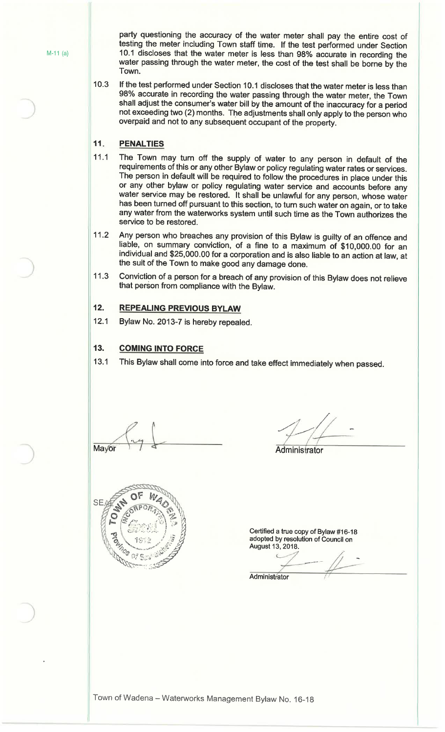M-11 (a)

party questioning the accuracy of the water meter shall pay the entire cost of testing the meter including Town staff time. If the test performed under Section 10.1 discloses that the water meter is less than 98% accurate in recording the water passing through the water meter, the cost of the test shall be borne by the Town.

10.3 If the test performed under Section 10.1 discloses that the water meter is less than 98% accurate in recording the water passing through the water meter, the Town shall adjust the consumer's water bill by the amount of the inaccuracy for a period not exceeding two (2) months. The adjustments shall only apply to the person who overpaid and not to any subsequent occupant of the property.

## 11. PENALTIES

11.1 The Town may turn off the supply of water to any person in default of the requirements of this or any other Bylaw or policy regulating water rates or services. The person in default will be required to follow the procedures in place under this or any other bylaw or policy regulating water service and accounts before any water service may be restored. It shall be unlawful for any person, whose water has been turned off pursuant to this section, to turn such water on again, or to take any water from the waterworks system until such time as the Town authorizes the service to be restored.

11.2 Any person who breaches any provision of this Bylaw is guilty of an offence and liable, on summary conviction, of a fine to a maximum of $10,000.00 for an individual and $25,000.00 for a corporation and is also liable to an action at law, at the suit of the Town to make good any damage done.

11.3 Conviction of a person for a breach of any provision of this Bylaw does not relieve that person from compliance with the Bylaw.

## 12. REPEALING PREVIOUS BYLAW

12.1 Bylaw No. 2013-7 is hereby repealed.

## 13. COMING INTO FORCE

13.1 This Bylaw shall come into force and take effect immediately when passed.

Mayor

Administrator

SEAL

Certified a true copy of Bylaw #16-18 adopted by resolution of Council on August 13, 2018.

Administrator

Town of Wadena – Waterworks Management Bylaw No. 16-18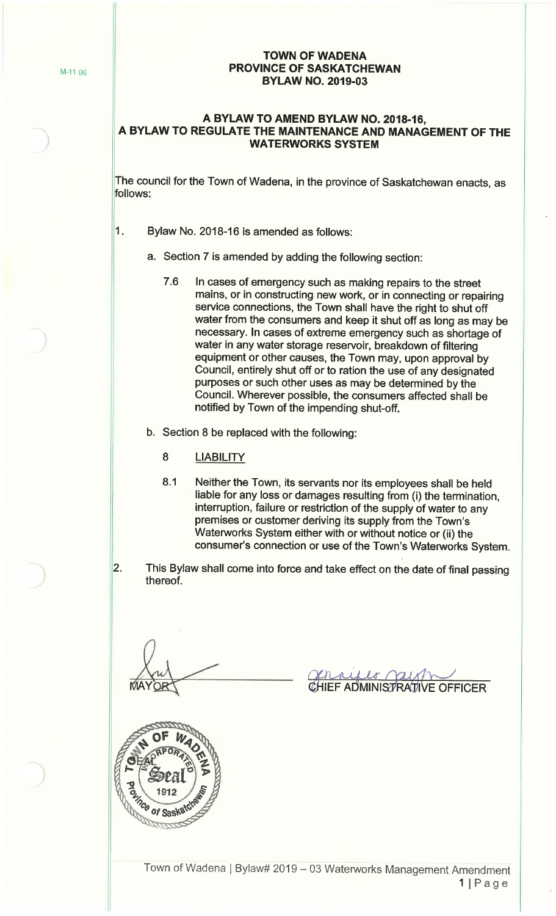M-11 (a)

# TOWN OF WADENA
# PROVINCE OF SASKATCHEWAN
# BYLAW NO. 2019-03

## A BYLAW TO AMEND BYLAW NO. 2018-16, A BYLAW TO REGULATE THE MAINTENANCE AND MANAGEMENT OF THE WATERWORKS SYSTEM

The council for the Town of Wadena, in the province of Saskatchewan enacts, as follows:

1. Bylaw No. 2018-16 is amended as follows:

   a. Section 7 is amended by adding the following section:

      7.6 In cases of emergency such as making repairs to the street mains, or in constructing new work, or in connecting or repairing service connections, the Town shall have the right to shut off water from the consumers and keep it shut off as long as may be necessary. In cases of extreme emergency such as shortage of water in any water storage reservoir, breakdown of filtering equipment or other causes, the Town may, upon approval by Council, entirely shut off or to ration the use of any designated purposes or such other uses as may be determined by the Council. Wherever possible, the consumers affected shall be notified by Town of the impending shut-off.

   b. Section 8 be replaced with the following:

      8 <u>LIABILITY</u>

      8.1 Neither the Town, its servants nor its employees shall be held liable for any loss or damages resulting from (i) the termination, interruption, failure or restriction of the supply of water to any premises or customer deriving its supply from the Town's Waterworks System either with or without notice or (ii) the consumer's connection or use of the Town's Waterworks System.

2. This Bylaw shall come into force and take effect on the date of final passing thereof.

MAYOR

CHIEF ADMINISTRATIVE OFFICER

TOWN OF WADENA INCORPORATED SEAL 1912 Province of Saskatchewan

Town of Wadena | Bylaw# 2019 – 03 Waterworks Management Amendment